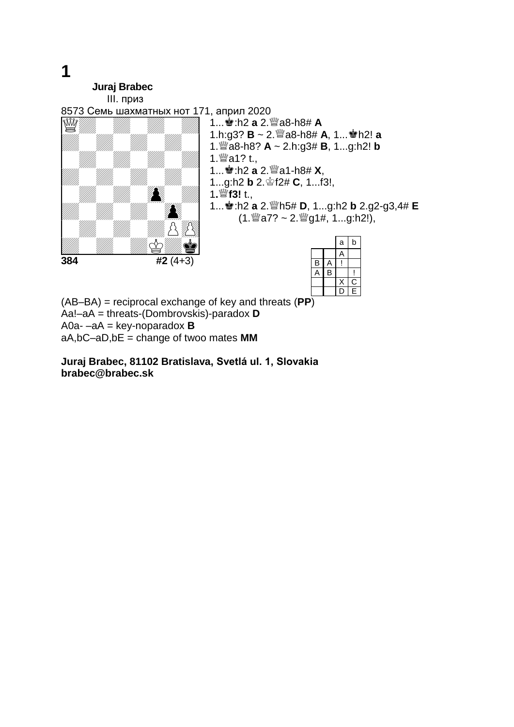# 1

**Juraj Brabec**

III. приз

8573 Семь шахматных нот 171, април 2020

**384** **#2** (4+3)

1...♚:h2 **a** 2.♕a8-h8# **A**
1.h:g3? **B** ~ 2.♕a8-h8# **A**, 1...♚h2! **a**
1.♕a8-h8? **A** ~ 2.h:g3# **B**, 1...g:h2! **b**
1.♕a1? t.,
1...♚:h2 **a** 2.♕a1-h8# **X**,
1...g:h2 **b** 2.♔f2# **C**, 1...f3!,
1.**♕f3!** t.,
1...♚:h2 **a** 2.♕h5# **D**, 1...g:h2 **b** 2.g2-g3,4# **E**
(1.♕a7? ~ 2.♕g1#, 1...g:h2!),

| | | a | b |
|---|---|---|---|
| | | A | |
| B | A | ! | |
| A | B | | ! |
| | | X | C |
| | | D | E |

(AB–BA) = reciprocal exchange of key and threats (**PP**)
Aa!–aA = threats-(Dombrovskis)-paradox **D**
A0a- –aA = key-noparadox **B**
aA,bC–aD,bE = change of twoo mates **MM**

**Juraj Brabec, 81102 Bratislava, Svetlá ul. 1, Slovakia**
**brabec@brabec.sk**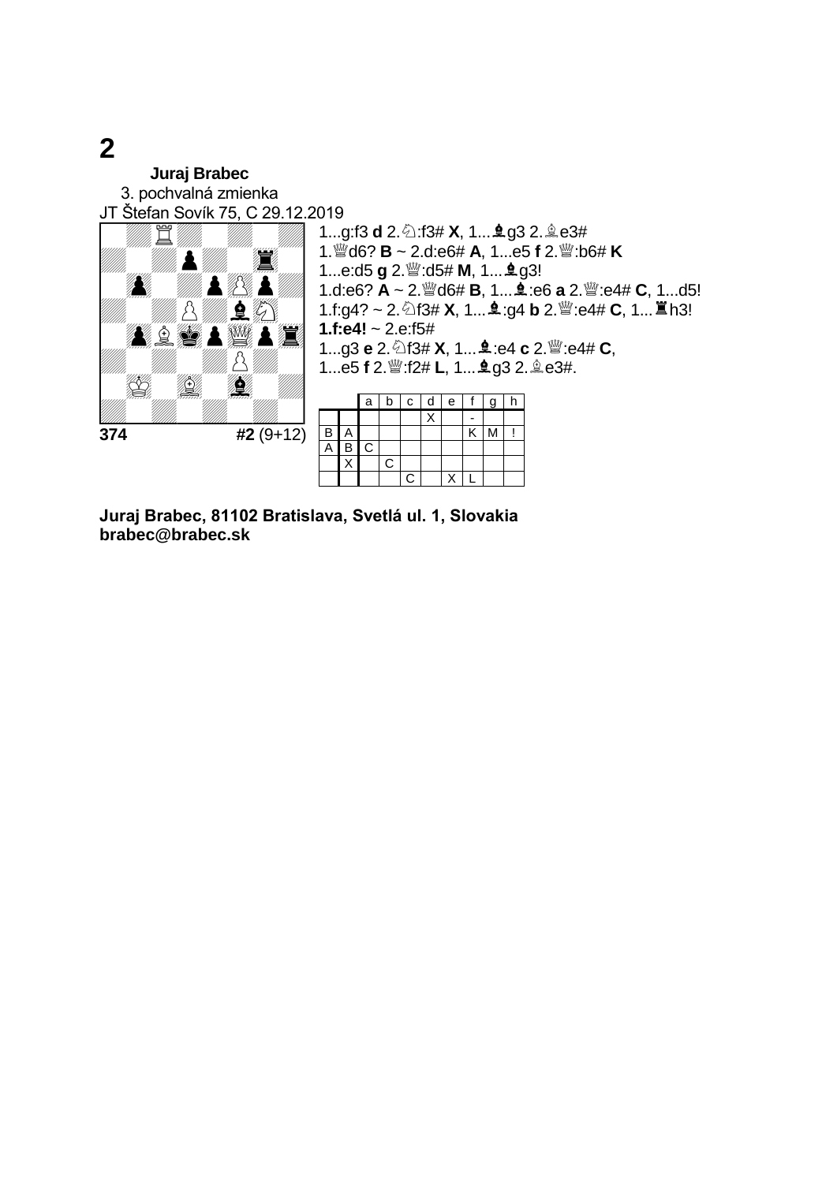# 2

**Juraj Brabec**
3. pochvalná zmienka
JT Štefan Sovík 75, C 29.12.2019

**374** **#2** (9+12)

1...g:f3 **d** 2.♘:f3# **X**, 1...♝g3 2.♗e3#
1.♕d6? **B** ~ 2.d:e6# **A**, 1...e5 **f** 2.♕:b6# **K**
1...e:d5 **g** 2.♕:d5# **M**, 1...♝g3!
1.d:e6? **A** ~ 2.♕d6# **B**, 1...♝:e6 **a** 2.♕:e4# **C**, 1...d5!
1.f:g4? ~ 2.♘f3# **X**, 1...♝:g4 **b** 2.♕:e4# **C**, 1...♜h3!
**1.f:e4!** ~ 2.e:f5#
1...g3 **e** 2.♘f3# **X**, 1...♝:e4 **c** 2.♕:e4# **C**,
1...e5 **f** 2.♕:f2# **L**, 1...♝g3 2.♗e3#.

| | | a | b | c | d | e | f | g | h |
|---|---|---|---|---|---|---|---|---|---|
| | | | | | X | | - | | |
| B | A | | | | | | K | M | ! |
| A | B | C | | | | | | | |
| | X | | C | | | | | | |
| | | | | C | | X | L | | |

**Juraj Brabec, 81102 Bratislava, Svetlá ul. 1, Slovakia**
**brabec@brabec.sk**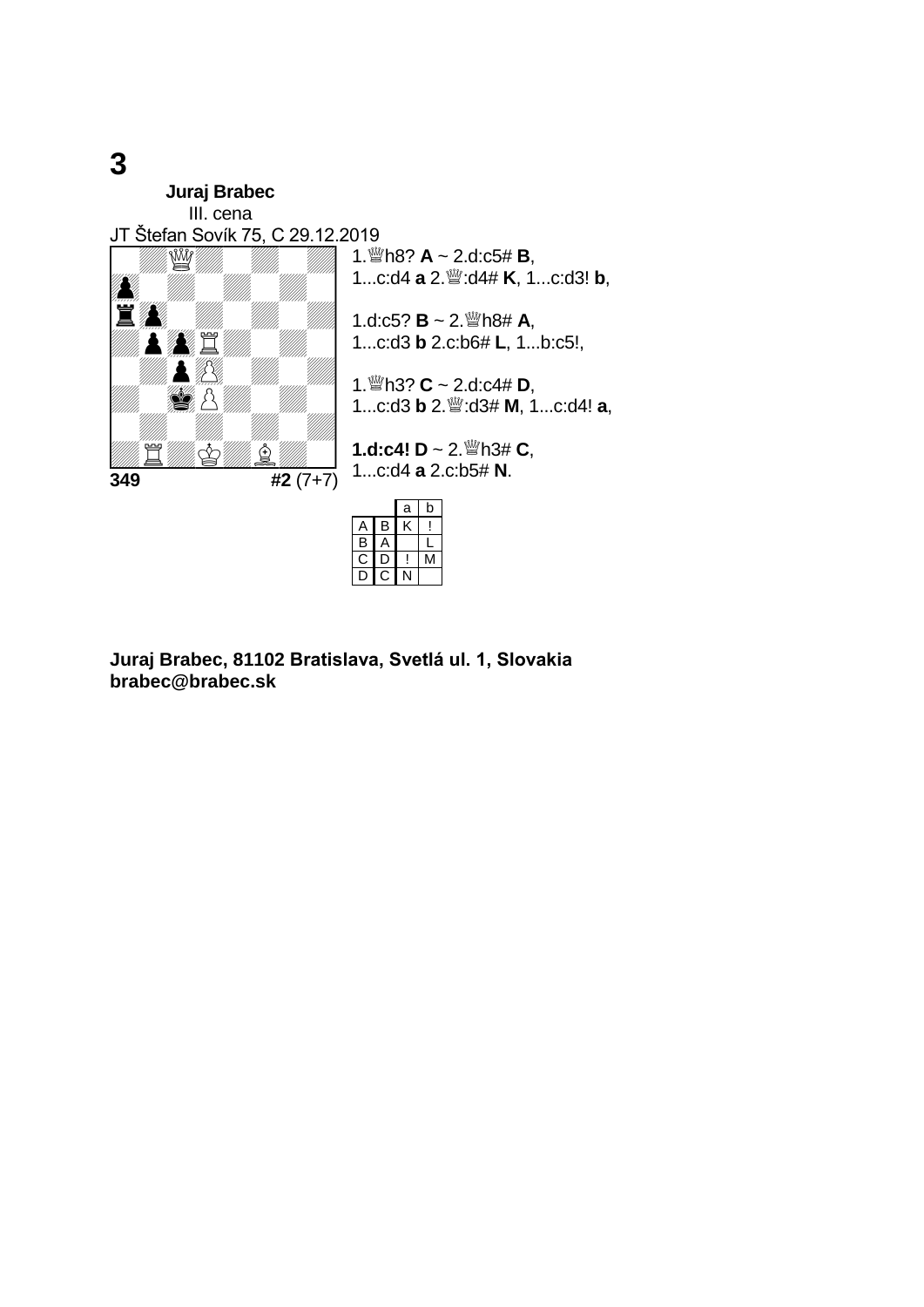# 3

**Juraj Brabec**
III. cena
JT Štefan Sovík 75, C 29.12.2019

**349** — **#2** (7+7)

1.♕h8? **A** ~ 2.d:c5# **B**,
1...c:d4 **a** 2.♕:d4# **K**, 1...c:d3! **b**,

1.d:c5? **B** ~ 2.♕h8# **A**,
1...c:d3 **b** 2.c:b6# **L**, 1...b:c5!,

1.♕h3? **C** ~ 2.d:c4# **D**,
1...c:d3 **b** 2.♕:d3# **M**, 1...c:d4! **a**,

**1.d:c4! D** ~ 2.♕h3# **C**,
1...c:d4 **a** 2.c:b5# **N**.

| | | a | b |
|---|---|---|---|
| A | B | K | ! |
| B | A | | L |
| C | D | ! | M |
| D | C | N | |

**Juraj Brabec, 81102 Bratislava, Svetlá ul. 1, Slovakia**
**brabec@brabec.sk**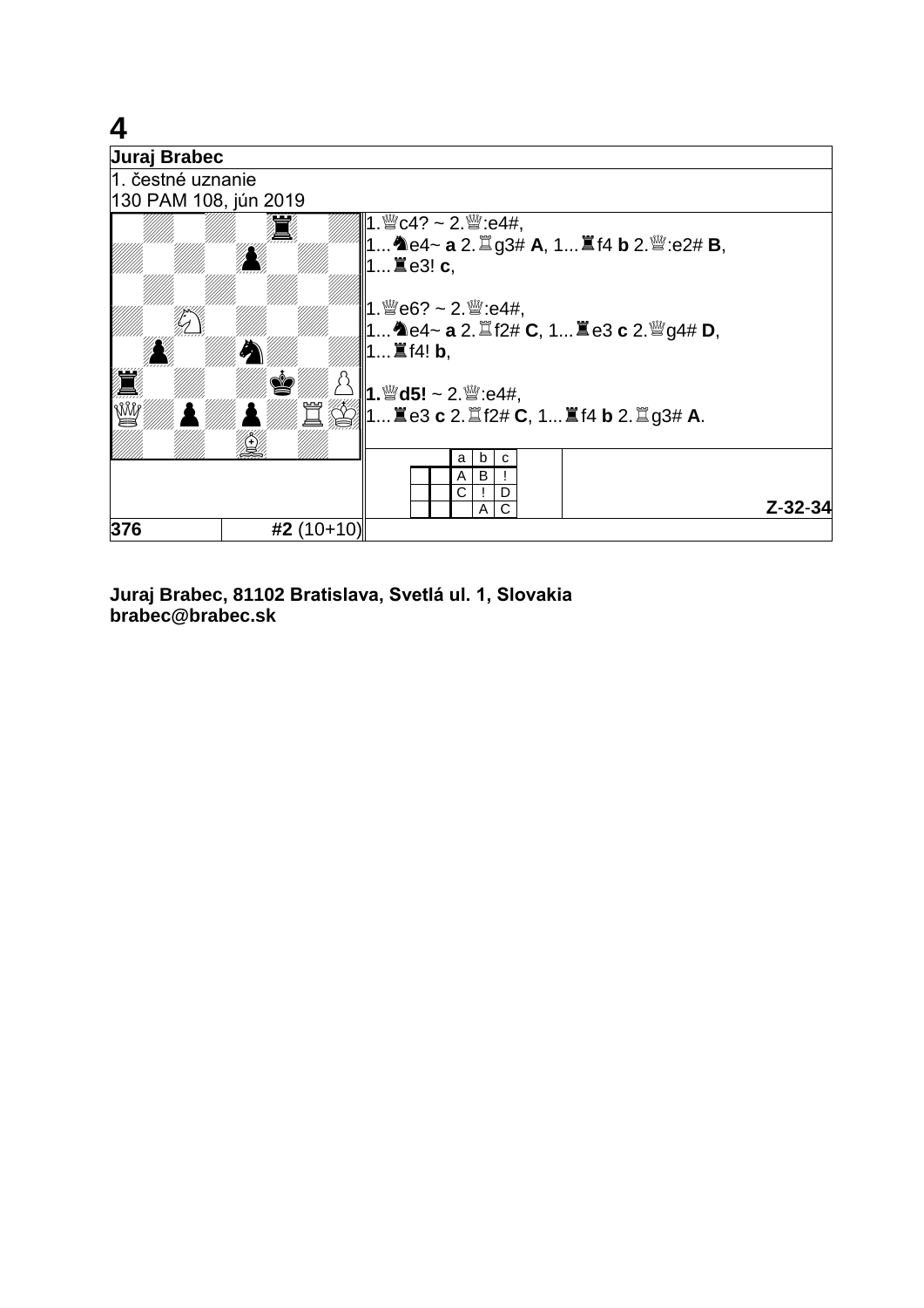# 4

**Juraj Brabec**

1. čestné uznanie
130 PAM 108, jún 2019

1.♕c4? ~ 2.♕:e4#,
1...♞e4~ **a** 2.♖g3# **A**, 1...♜f4 **b** 2.♕:e2# **B**,
1...♜e3! **c**,

1.♕e6? ~ 2.♕:e4#,
1...♞e4~ **a** 2.♖f2# **C**, 1...♜e3 **c** 2.♕g4# **D**,
1...♜f4! **b**,

**1.♕d5!** ~ 2.♕:e4#,
1...♜e3 **c** 2.♖f2# **C**, 1...♜f4 **b** 2.♖g3# **A**.

| | | a | b | c |
|---|---|---|---|---|
| | | A | B | ! |
| | | C | ! | D |
| | | | A | C |

Z-32-34

376 | **#2** (10+10)

**Juraj Brabec, 81102 Bratislava, Svetlá ul. 1, Slovakia**
**brabec@brabec.sk**